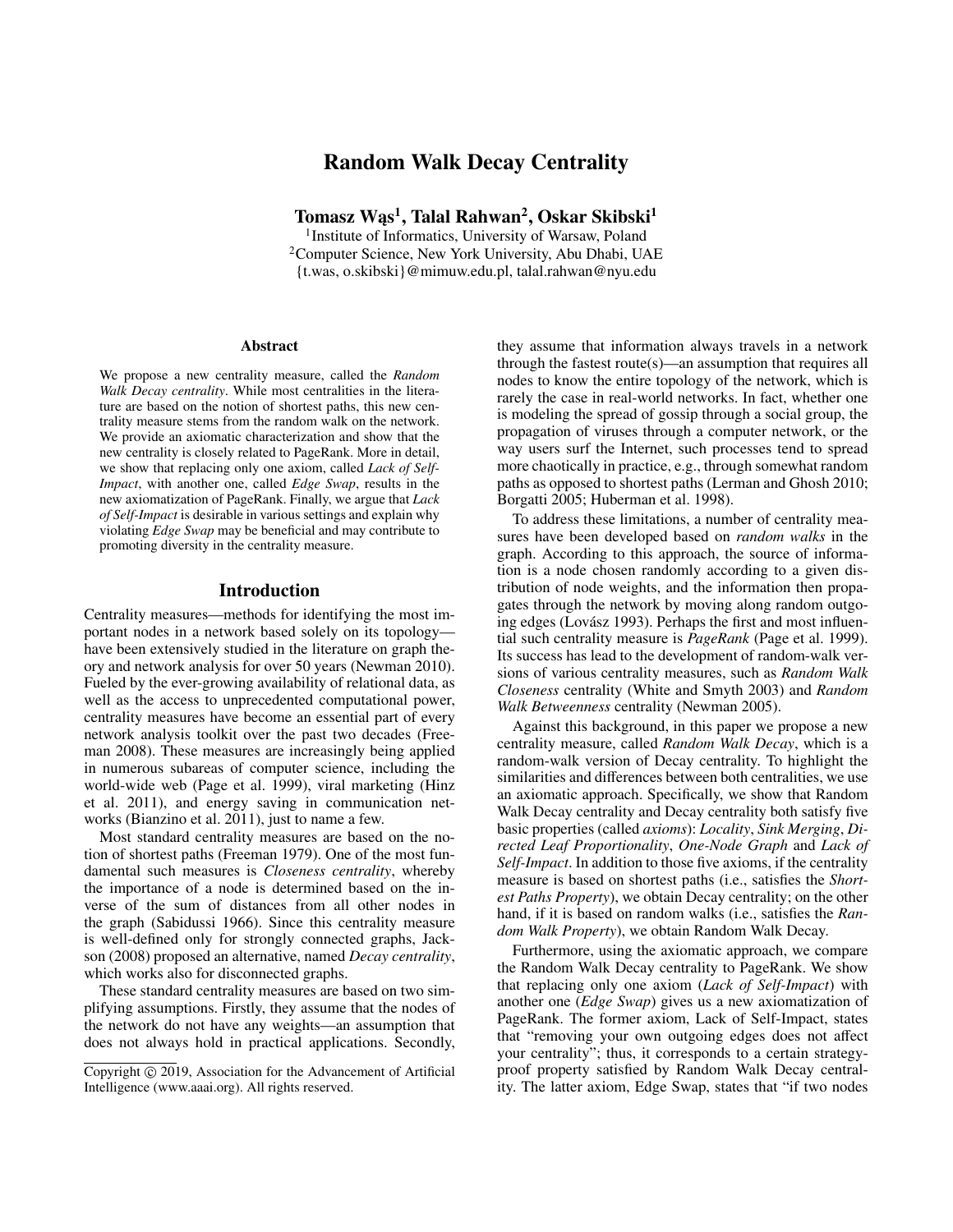# Random Walk Decay Centrality

**Tomasz Wąs[1], Talal Rahwan[2], Oskar Skibski[1]**

[1]Institute of Informatics, University of Warsaw, Poland
[2]Computer Science, New York University, Abu Dhabi, UAE
{t.was, o.skibski}@mimuw.edu.pl, talal.rahwan@nyu.edu

### Abstract

We propose a new centrality measure, called the *Random Walk Decay centrality*. While most centralities in the literature are based on the notion of shortest paths, this new centrality measure stems from the random walk on the network. We provide an axiomatic characterization and show that the new centrality is closely related to PageRank. More in detail, we show that replacing only one axiom, called *Lack of Self-Impact*, with another one, called *Edge Swap*, results in the new axiomatization of PageRank. Finally, we argue that *Lack of Self-Impact* is desirable in various settings and explain why violating *Edge Swap* may be beneficial and may contribute to promoting diversity in the centrality measure.

## Introduction

Centrality measures—methods for identifying the most important nodes in a network based solely on its topology—have been extensively studied in the literature on graph theory and network analysis for over 50 years (Newman 2010). Fueled by the ever-growing availability of relational data, as well as the access to unprecedented computational power, centrality measures have become an essential part of every network analysis toolkit over the past two decades (Freeman 2008). These measures are increasingly being applied in numerous subareas of computer science, including the world-wide web (Page et al. 1999), viral marketing (Hinz et al. 2011), and energy saving in communication networks (Bianzino et al. 2011), just to name a few.

Most standard centrality measures are based on the notion of shortest paths (Freeman 1979). One of the most fundamental such measures is *Closeness centrality*, whereby the importance of a node is determined based on the inverse of the sum of distances from all other nodes in the graph (Sabidussi 1966). Since this centrality measure is well-defined only for strongly connected graphs, Jackson (2008) proposed an alternative, named *Decay centrality*, which works also for disconnected graphs.

These standard centrality measures are based on two simplifying assumptions. Firstly, they assume that the nodes of the network do not have any weights—an assumption that does not always hold in practical applications. Secondly, they assume that information always travels in a network through the fastest route(s)—an assumption that requires all nodes to know the entire topology of the network, which is rarely the case in real-world networks. In fact, whether one is modeling the spread of gossip through a social group, the propagation of viruses through a computer network, or the way users surf the Internet, such processes tend to spread more chaotically in practice, e.g., through somewhat random paths as opposed to shortest paths (Lerman and Ghosh 2010; Borgatti 2005; Huberman et al. 1998).

To address these limitations, a number of centrality measures have been developed based on *random walks* in the graph. According to this approach, the source of information is a node chosen randomly according to a given distribution of node weights, and the information then propagates through the network by moving along random outgoing edges (Lovász 1993). Perhaps the first and most influential such centrality measure is *PageRank* (Page et al. 1999). Its success has lead to the development of random-walk versions of various centrality measures, such as *Random Walk Closeness* centrality (White and Smyth 2003) and *Random Walk Betweenness* centrality (Newman 2005).

Against this background, in this paper we propose a new centrality measure, called *Random Walk Decay*, which is a random-walk version of Decay centrality. To highlight the similarities and differences between both centralities, we use an axiomatic approach. Specifically, we show that Random Walk Decay centrality and Decay centrality both satisfy five basic properties (called *axioms*): *Locality*, *Sink Merging*, *Directed Leaf Proportionality*, *One-Node Graph* and *Lack of Self-Impact*. In addition to those five axioms, if the centrality measure is based on shortest paths (i.e., satisfies the *Shortest Paths Property*), we obtain Decay centrality; on the other hand, if it is based on random walks (i.e., satisfies the *Random Walk Property*), we obtain Random Walk Decay.

Furthermore, using the axiomatic approach, we compare the Random Walk Decay centrality to PageRank. We show that replacing only one axiom (*Lack of Self-Impact*) with another one (*Edge Swap*) gives us a new axiomatization of PageRank. The former axiom, Lack of Self-Impact, states that "removing your own outgoing edges does not affect your centrality"; thus, it corresponds to a certain strategy-proof property satisfied by Random Walk Decay centrality. The latter axiom, Edge Swap, states that "if two nodes

Copyright © 2019, Association for the Advancement of Artificial Intelligence (www.aaai.org). All rights reserved.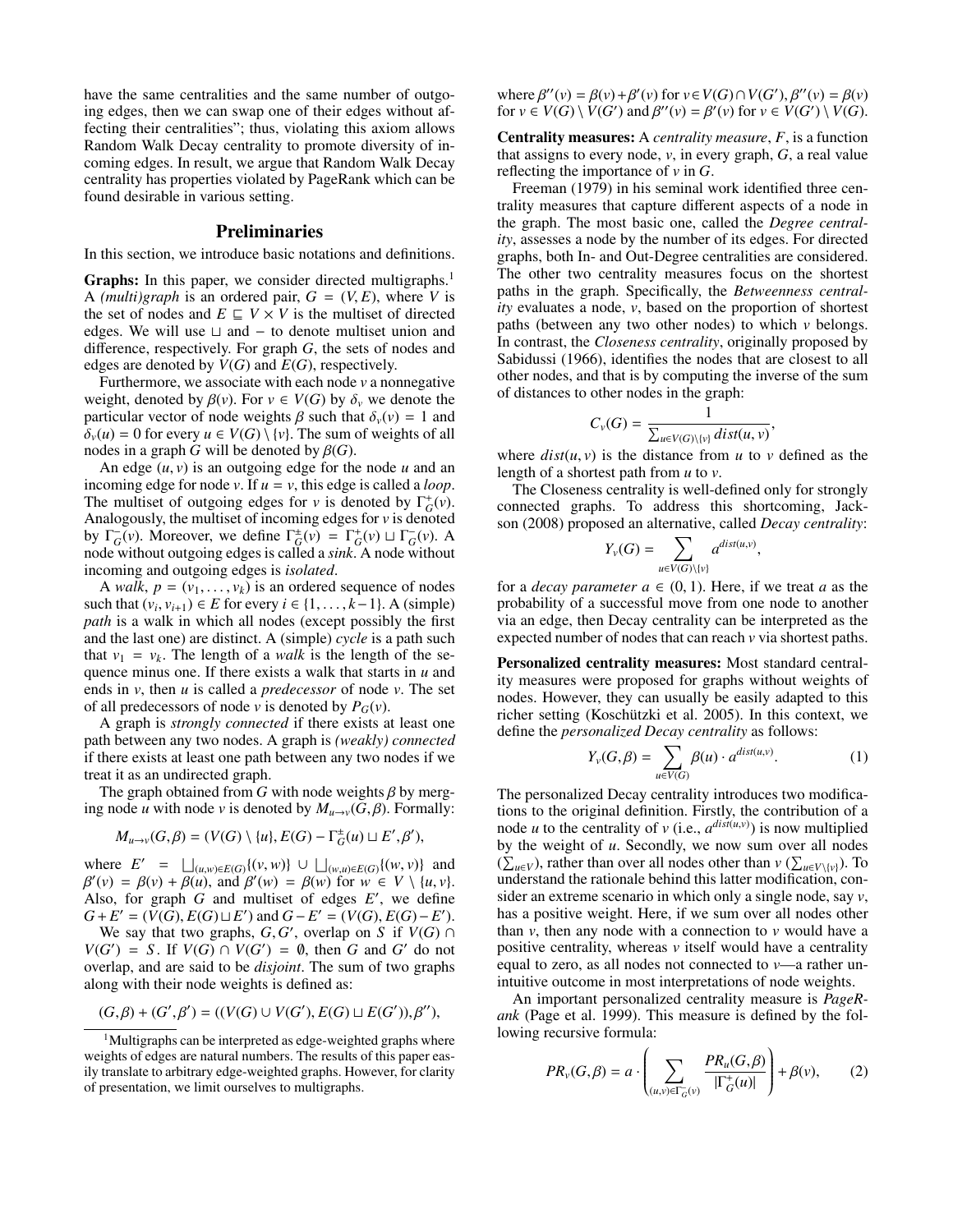have the same centralities and the same number of outgoing edges, then we can swap one of their edges without affecting their centralities"; thus, violating this axiom allows Random Walk Decay centrality to promote diversity of incoming edges. In result, we argue that Random Walk Decay centrality has properties violated by PageRank which can be found desirable in various setting.

## Preliminaries

In this section, we introduce basic notations and definitions.

**Graphs:** In this paper, we consider directed multigraphs.[1] A *(multi)graph* is an ordered pair, $G = (V, E)$, where $V$ is the set of nodes and $E \sqsubseteq V \times V$ is the multiset of directed edges. We will use $\sqcup$ and $-$ to denote multiset union and difference, respectively. For graph $G$, the sets of nodes and edges are denoted by $V(G)$ and $E(G)$, respectively.

Furthermore, we associate with each node $v$ a nonnegative weight, denoted by $\beta(v)$. For $v \in V(G)$ by $\delta_v$ we denote the particular vector of node weights $\beta$ such that $\delta_v(v) = 1$ and $\delta_v(u) = 0$ for every $u \in V(G) \setminus \{v\}$. The sum of weights of all nodes in a graph $G$ will be denoted by $\beta(G)$.

An edge $(u, v)$ is an outgoing edge for the node $u$ and an incoming edge for node $v$. If $u = v$, this edge is called a *loop*. The multiset of outgoing edges for $v$ is denoted by $\Gamma^+_G(v)$. Analogously, the multiset of incoming edges for $v$ is denoted by $\Gamma^-_G(v)$. Moreover, we define $\Gamma^\pm_G(v) = \Gamma^+_G(v) \sqcup \Gamma^-_G(v)$. A node without outgoing edges is called a *sink*. A node without incoming and outgoing edges is *isolated*.

A *walk*, $p = (v_1, \ldots, v_k)$ is an ordered sequence of nodes such that $(v_i, v_{i+1}) \in E$ for every $i \in \{1, \ldots, k-1\}$. A (simple) *path* is a walk in which all nodes (except possibly the first and the last one) are distinct. A (simple) *cycle* is a path such that $v_1 = v_k$. The length of a *walk* is the length of the sequence minus one. If there exists a walk that starts in $u$ and ends in $v$, then $u$ is called a *predecessor* of node $v$. The set of all predecessors of node $v$ is denoted by $P_G(v)$.

A graph is *strongly connected* if there exists at least one path between any two nodes. A graph is *(weakly) connected* if there exists at least one path between any two nodes if we treat it as an undirected graph.

The graph obtained from $G$ with node weights $\beta$ by merging node $u$ with node $v$ is denoted by $M_{u \to v}(G, \beta)$. Formally:

$$M_{u \to v}(G, \beta) = (V(G) \setminus \{u\}, E(G) - \Gamma^\pm_G(u) \sqcup E', \beta'),$$

where $E' = \bigsqcup_{(u,w) \in E(G)} \{(v, w)\} \cup \bigsqcup_{(w,u) \in E(G)} \{(w, v)\}$ and $\beta'(v) = \beta(v) + \beta(u)$, and $\beta'(w) = \beta(w)$ for $w \in V \setminus \{u, v\}$. Also, for graph $G$ and multiset of edges $E'$, we define $G + E' = (V(G), E(G) \sqcup E')$ and $G - E' = (V(G), E(G) - E')$.

We say that two graphs, $G, G'$, overlap on $S$ if $V(G) \cap V(G') = S$. If $V(G) \cap V(G') = \emptyset$, then $G$ and $G'$ do not overlap, and are said to be *disjoint*. The sum of two graphs along with their node weights is defined as:

$$(G, \beta) + (G', \beta') = ((V(G) \cup V(G'), E(G) \sqcup E(G')), \beta''),$$

where $\beta''(v) = \beta(v) + \beta'(v)$ for $v \in V(G) \cap V(G')$, $\beta''(v) = \beta(v)$ for $v \in V(G) \setminus V(G')$ and $\beta''(v) = \beta'(v)$ for $v \in V(G') \setminus V(G)$.

**Centrality measures:** A *centrality measure*, $F$, is a function that assigns to every node, $v$, in every graph, $G$, a real value reflecting the importance of $v$ in $G$.

Freeman (1979) in his seminal work identified three centrality measures that capture different aspects of a node in the graph. The most basic one, called the *Degree centrality*, assesses a node by the number of its edges. For directed graphs, both In- and Out-Degree centralities are considered. The other two centrality measures focus on the shortest paths in the graph. Specifically, the *Betweenness centrality* evaluates a node, $v$, based on the proportion of shortest paths (between any two other nodes) to which $v$ belongs. In contrast, the *Closeness centrality*, originally proposed by Sabidussi (1966), identifies the nodes that are closest to all other nodes, and that is by computing the inverse of the sum of distances to other nodes in the graph:

$$C_v(G) = \frac{1}{\sum_{u \in V(G) \setminus \{v\}} dist(u, v)},$$

where $dist(u, v)$ is the distance from $u$ to $v$ defined as the length of a shortest path from $u$ to $v$.

The Closeness centrality is well-defined only for strongly connected graphs. To address this shortcoming, Jackson (2008) proposed an alternative, called *Decay centrality*:

$$Y_v(G) = \sum_{u \in V(G) \setminus \{v\}} a^{dist(u,v)},$$

for a *decay parameter* $a \in (0, 1)$. Here, if we treat $a$ as the probability of a successful move from one node to another via an edge, then Decay centrality can be interpreted as the expected number of nodes that can reach $v$ via shortest paths.

**Personalized centrality measures:** Most standard centrality measures were proposed for graphs without weights of nodes. However, they can usually be easily adapted to this richer setting (Koschützki et al. 2005). In this context, we define the *personalized Decay centrality* as follows:

$$Y_v(G, \beta) = \sum_{u \in V(G)} \beta(u) \cdot a^{dist(u,v)}. \quad (1)$$

The personalized Decay centrality introduces two modifications to the original definition. Firstly, the contribution of a node $u$ to the centrality of $v$ (i.e., $a^{dist(u,v)}$) is now multiplied by the weight of $u$. Secondly, we now sum over all nodes ($\sum_{u \in V}$), rather than over all nodes other than $v$ ($\sum_{u \in V \setminus \{v\}}$). To understand the rationale behind this latter modification, consider an extreme scenario in which only a single node, say $v$, has a positive weight. Here, if we sum over all nodes other than $v$, then any node with a connection to $v$ would have a positive centrality, whereas $v$ itself would have a centrality equal to zero, as all nodes not connected to $v$—a rather unintuitive outcome in most interpretations of node weights.

An important personalized centrality measure is *PageRank* (Page et al. 1999). This measure is defined by the following recursive formula:

$$PR_v(G, \beta) = a \cdot \left( \sum_{(u,v) \in \Gamma^-_G(v)} \frac{PR_u(G, \beta)}{|\Gamma^+_G(u)|} \right) + \beta(v), \quad (2)$$

[1] Multigraphs can be interpreted as edge-weighted graphs where weights of edges are natural numbers. The results of this paper easily translate to arbitrary edge-weighted graphs. However, for clarity of presentation, we limit ourselves to multigraphs.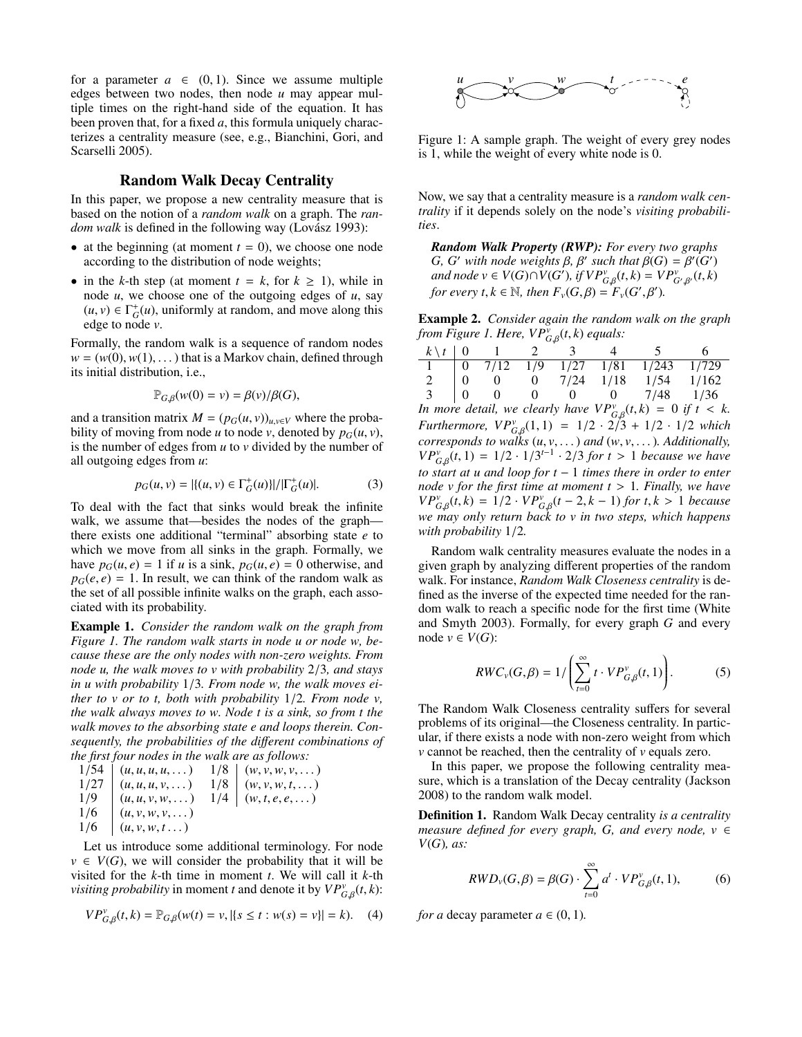for a parameter $a \in (0,1)$. Since we assume multiple edges between two nodes, then node $u$ may appear multiple times on the right-hand side of the equation. It has been proven that, for a fixed $a$, this formula uniquely characterizes a centrality measure (see, e.g., Bianchini, Gori, and Scarselli 2005).

## Random Walk Decay Centrality

In this paper, we propose a new centrality measure that is based on the notion of a *random walk* on a graph. The *random walk* is defined in the following way (Lovász 1993):

- at the beginning (at moment $t = 0$), we choose one node according to the distribution of node weights;
- in the $k$-th step (at moment $t = k$, for $k \geq 1$), while in node $u$, we choose one of the outgoing edges of $u$, say $(u, v) \in \Gamma^+_G(u)$, uniformly at random, and move along this edge to node $v$.

Formally, the random walk is a sequence of random nodes $w = (w(0), w(1), \dots)$ that is a Markov chain, defined through its initial distribution, i.e.,

$$\mathbb{P}_{G,\beta}(w(0) = v) = \beta(v)/\beta(G),$$

and a transition matrix $M = (p_G(u, v))_{u,v \in V}$ where the probability of moving from node $u$ to node $v$, denoted by $p_G(u, v)$, is the number of edges from $u$ to $v$ divided by the number of all outgoing edges from $u$:

$$p_G(u, v) = |\{(u, v) \in \Gamma^+_G(u)\}|/|\Gamma^+_G(u)|. \tag{3}$$

To deal with the fact that sinks would break the infinite walk, we assume that—besides the nodes of the graph—there exists one additional "terminal" absorbing state $e$ to which we move from all sinks in the graph. Formally, we have $p_G(u, e) = 1$ if $u$ is a sink, $p_G(u, e) = 0$ otherwise, and $p_G(e, e) = 1$. In result, we can think of the random walk as the set of all possible infinite walks on the graph, each associated with its probability.

**Example 1.** *Consider the random walk on the graph from Figure 1. The random walk starts in node u or node w, because these are the only nodes with non-zero weights. From node u, the walk moves to v with probability* $2/3$*, and stays in u with probability* $1/3$*. From node w, the walk moves either to v or to t, both with probability* $1/2$*. From node v, the walk always moves to w. Node t is a sink, so from t the walk moves to the absorbing state e and loops therein. Consequently, the probabilities of the different combinations of the first four nodes in the walk are as follows:*

| | | | |
|---|---|---|---|
| 1/54 | $(u, u, u, u, \dots)$ | 1/8 | $(w, v, w, v, \dots)$ |
| 1/27 | $(u, u, u, v, \dots)$ | 1/8 | $(w, v, w, t, \dots)$ |
| 1/9 | $(u, u, v, w, \dots)$ | 1/4 | $(w, t, e, e, \dots)$ |
| 1/6 | $(u, v, w, v, \dots)$ | | |
| 1/6 | $(u, v, w, t \dots)$ | | |

Let us introduce some additional terminology. For node $v \in V(G)$, we will consider the probability that it will be visited for the $k$-th time in moment $t$. We will call it $k$-th *visiting probability* in moment $t$ and denote it by $VP^v_{G,\beta}(t, k)$:

$$VP^v_{G,\beta}(t, k) = \mathbb{P}_{G,\beta}(w(t) = v, |\{s \leq t : w(s) = v\}| = k). \tag{4}$$

Figure 1: A sample graph. The weight of every grey nodes is 1, while the weight of every white node is 0.

Now, we say that a centrality measure is a *random walk centrality* if it depends solely on the node's *visiting probabilities*.

***Random Walk Property (RWP):*** *For every two graphs* $G, G'$ *with node weights* $\beta, \beta'$ *such that* $\beta(G) = \beta'(G')$ *and node* $v \in V(G) \cap V(G')$*, if* $VP^v_{G,\beta}(t, k) = VP^v_{G',\beta'}(t, k)$ *for every* $t, k \in \mathbb{N}$*, then* $F_v(G, \beta) = F_v(G', \beta')$*.*

**Example 2.** *Consider again the random walk on the graph from Figure 1. Here,* $VP^v_{G,\beta}(t, k)$ *equals:*

| $k \setminus t$ | 0 | 1 | 2 | 3 | 4 | 5 | 6 |
|---|---|---|---|---|---|---|---|
| 1 | 0 | 7/12 | 1/9 | 1/27 | 1/81 | 1/243 | 1/729 |
| 2 | 0 | 0 | 0 | 7/24 | 1/18 | 1/54 | 1/162 |
| 3 | 0 | 0 | 0 | 0 | 0 | 7/48 | 1/36 |

*In more detail, we clearly have* $VP^v_{G,\beta}(t, k) = 0$ *if* $t < k$*. Furthermore,* $VP^v_{G,\beta}(1, 1) = 1/2 \cdot 2/3 + 1/2 \cdot 1/2$ *which corresponds to walks* $(u, v, \dots)$ *and* $(w, v, \dots)$*. Additionally,* $VP^v_{G,\beta}(t, 1) = 1/2 \cdot 1/3^{t-1} \cdot 2/3$ *for* $t > 1$ *because we have to start at u and loop for* $t - 1$ *times there in order to enter node v for the first time at moment* $t > 1$*. Finally, we have* $VP^v_{G,\beta}(t, k) = 1/2 \cdot VP^v_{G,\beta}(t - 2, k - 1)$ *for* $t, k > 1$ *because we may only return back to v in two steps, which happens with probability* $1/2$*.*

Random walk centrality measures evaluate the nodes in a given graph by analyzing different properties of the random walk. For instance, *Random Walk Closeness centrality* is defined as the inverse of the expected time needed for the random walk to reach a specific node for the first time (White and Smyth 2003). Formally, for every graph $G$ and every node $v \in V(G)$:

$$RWC_v(G, \beta) = 1 \Big/ \left( \sum_{t=0}^{\infty} t \cdot VP^v_{G,\beta}(t, 1) \right). \tag{5}$$

The Random Walk Closeness centrality suffers for several problems of its original—the Closeness centrality. In particular, if there exists a node with non-zero weight from which $v$ cannot be reached, then the centrality of $v$ equals zero.

In this paper, we propose the following centrality measure, which is a translation of the Decay centrality (Jackson 2008) to the random walk model.

**Definition 1.** Random Walk Decay centrality *is a centrality measure defined for every graph, G, and every node,* $v \in V(G)$*, as:*

$$RWD_v(G, \beta) = \beta(G) \cdot \sum_{t=0}^{\infty} a^t \cdot VP^v_{G,\beta}(t, 1), \tag{6}$$

*for a* decay parameter $a \in (0, 1)$*.*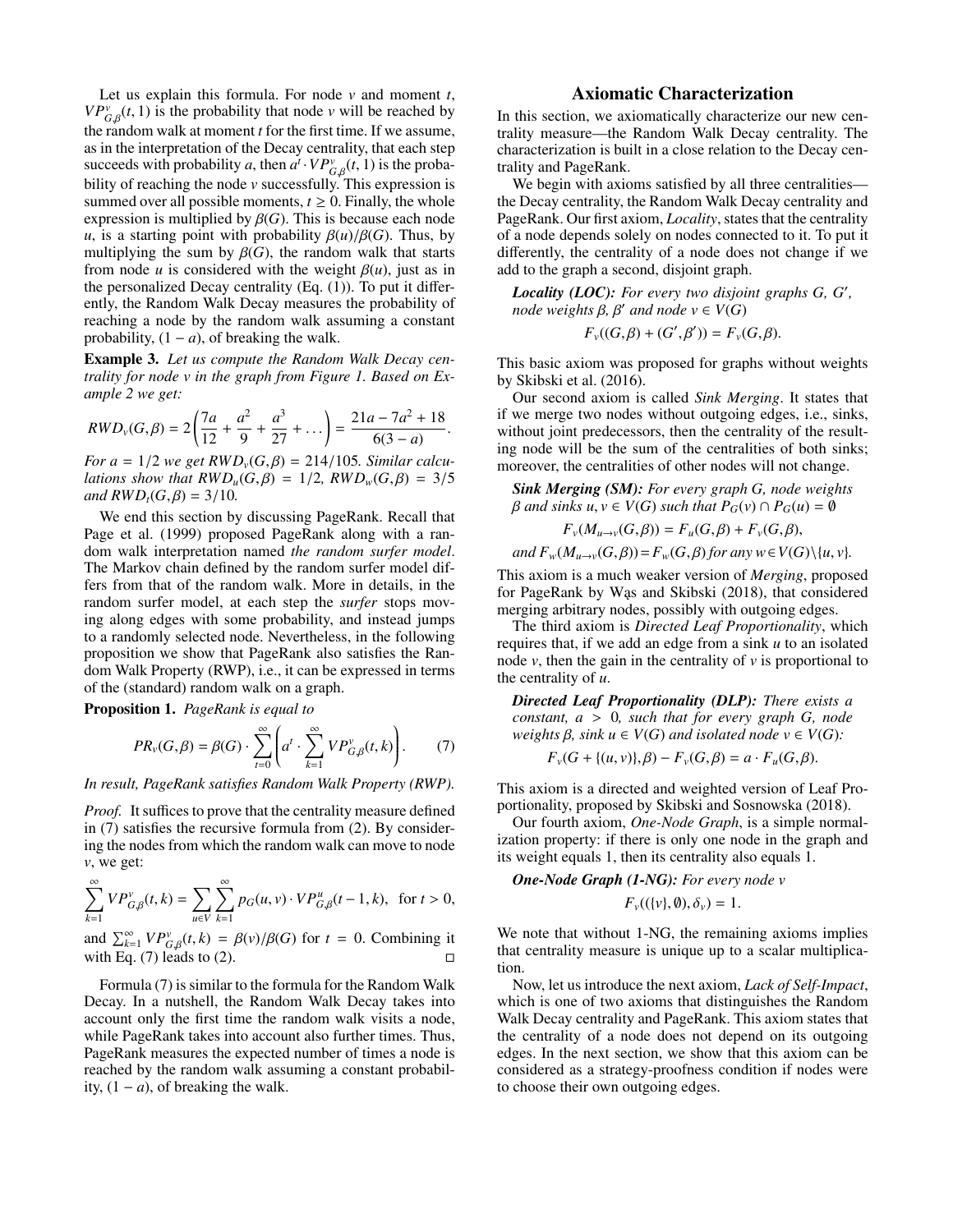Let us explain this formula. For node $v$ and moment $t$, $VP^{v}_{G,\beta}(t,1)$ is the probability that node $v$ will be reached by the random walk at moment $t$ for the first time. If we assume, as in the interpretation of the Decay centrality, that each step succeeds with probability $a$, then $a^t \cdot VP^{v}_{G,\beta}(t,1)$ is the probability of reaching the node $v$ successfully. This expression is summed over all possible moments, $t \geq 0$. Finally, the whole expression is multiplied by $\beta(G)$. This is because each node $u$, is a starting point with probability $\beta(u)/\beta(G)$. Thus, by multiplying the sum by $\beta(G)$, the random walk that starts from node $u$ is considered with the weight $\beta(u)$, just as in the personalized Decay centrality (Eq. (1)). To put it differently, the Random Walk Decay measures the probability of reaching a node by the random walk assuming a constant probability, $(1-a)$, of breaking the walk.

**Example 3.** *Let us compute the Random Walk Decay centrality for node $v$ in the graph from Figure 1. Based on Example 2 we get:*

$$RWD_v(G,\beta) = 2\left(\frac{7a}{12} + \frac{a^2}{9} + \frac{a^3}{27} + \dots\right) = \frac{21a - 7a^2 + 18}{6(3-a)}.$$

*For $a = 1/2$ we get $RWD_v(G,\beta) = 214/105$. Similar calculations show that $RWD_u(G,\beta) = 1/2$, $RWD_w(G,\beta) = 3/5$ and $RWD_t(G,\beta) = 3/10$.*

We end this section by discussing PageRank. Recall that Page et al. (1999) proposed PageRank along with a random walk interpretation named *the random surfer model*. The Markov chain defined by the random surfer model differs from that of the random walk. More in details, in the random surfer model, at each step the *surfer* stops moving along edges with some probability, and instead jumps to a randomly selected node. Nevertheless, in the following proposition we show that PageRank also satisfies the Random Walk Property (RWP), i.e., it can be expressed in terms of the (standard) random walk on a graph.

**Proposition 1.** *PageRank is equal to*

$$PR_v(G,\beta) = \beta(G) \cdot \sum_{t=0}^{\infty}\left(a^t \cdot \sum_{k=1}^{\infty} VP^{v}_{G,\beta}(t,k)\right). \quad (7)$$

*In result, PageRank satisfies Random Walk Property (RWP).*

*Proof.* It suffices to prove that the centrality measure defined in (7) satisfies the recursive formula from (2). By considering the nodes from which the random walk can move to node $v$, we get:

$$\sum_{k=1}^{\infty} VP^{v}_{G,\beta}(t,k) = \sum_{u \in V}\sum_{k=1}^{\infty} p_G(u,v) \cdot VP^{u}_{G,\beta}(t-1,k), \quad \text{for } t > 0,$$

and $\sum_{k=1}^{\infty} VP^{v}_{G,\beta}(t,k) = \beta(v)/\beta(G)$ for $t = 0$. Combining it with Eq. (7) leads to (2). □

Formula (7) is similar to the formula for the Random Walk Decay. In a nutshell, the Random Walk Decay takes into account only the first time the random walk visits a node, while PageRank takes into account also further times. Thus, PageRank measures the expected number of times a node is reached by the random walk assuming a constant probability, $(1-a)$, of breaking the walk.

## Axiomatic Characterization

In this section, we axiomatically characterize our new centrality measure—the Random Walk Decay centrality. The characterization is built in a close relation to the Decay centrality and PageRank.

We begin with axioms satisfied by all three centralities—the Decay centrality, the Random Walk Decay centrality and PageRank. Our first axiom, *Locality*, states that the centrality of a node depends solely on nodes connected to it. To put it differently, the centrality of a node does not change if we add to the graph a second, disjoint graph.

***Locality (LOC):*** *For every two disjoint graphs $G$, $G'$, node weights $\beta$, $\beta'$ and node $v \in V(G)$*

$$F_v((G,\beta) + (G',\beta')) = F_v(G,\beta).$$

This basic axiom was proposed for graphs without weights by Skibski et al. (2016).

Our second axiom is called *Sink Merging*. It states that if we merge two nodes without outgoing edges, i.e., sinks, without joint predecessors, then the centrality of the resulting node will be the sum of the centralities of both sinks; moreover, the centralities of other nodes will not change.

***Sink Merging (SM):*** *For every graph $G$, node weights $\beta$ and sinks $u, v \in V(G)$ such that $P_G(v) \cap P_G(u) = \emptyset$*

$$F_v(M_{u\to v}(G,\beta)) = F_u(G,\beta) + F_v(G,\beta),$$

*and $F_w(M_{u\to v}(G,\beta)) = F_w(G,\beta)$ for any $w \in V(G) \setminus \{u,v\}$.*

This axiom is a much weaker version of *Merging*, proposed for PageRank by Wąs and Skibski (2018), that considered merging arbitrary nodes, possibly with outgoing edges.

The third axiom is *Directed Leaf Proportionality*, which requires that, if we add an edge from a sink $u$ to an isolated node $v$, then the gain in the centrality of $v$ is proportional to the centrality of $u$.

***Directed Leaf Proportionality (DLP):*** *There exists a constant, $a > 0$, such that for every graph $G$, node weights $\beta$, sink $u \in V(G)$ and isolated node $v \in V(G)$:*

$$F_v(G + \{(u,v)\},\beta) - F_v(G,\beta) = a \cdot F_u(G,\beta).$$

This axiom is a directed and weighted version of Leaf Proportionality, proposed by Skibski and Sosnowska (2018).

Our fourth axiom, *One-Node Graph*, is a simple normalization property: if there is only one node in the graph and its weight equals 1, then its centrality also equals 1.

***One-Node Graph (1-NG):*** *For every node $v$*

$$F_v((\{v\},\emptyset),\delta_v) = 1.$$

We note that without 1-NG, the remaining axioms implies that centrality measure is unique up to a scalar multiplication.

Now, let us introduce the next axiom, *Lack of Self-Impact*, which is one of two axioms that distinguishes the Random Walk Decay centrality and PageRank. This axiom states that the centrality of a node does not depend on its outgoing edges. In the next section, we show that this axiom can be considered as a strategy-proofness condition if nodes were to choose their own outgoing edges.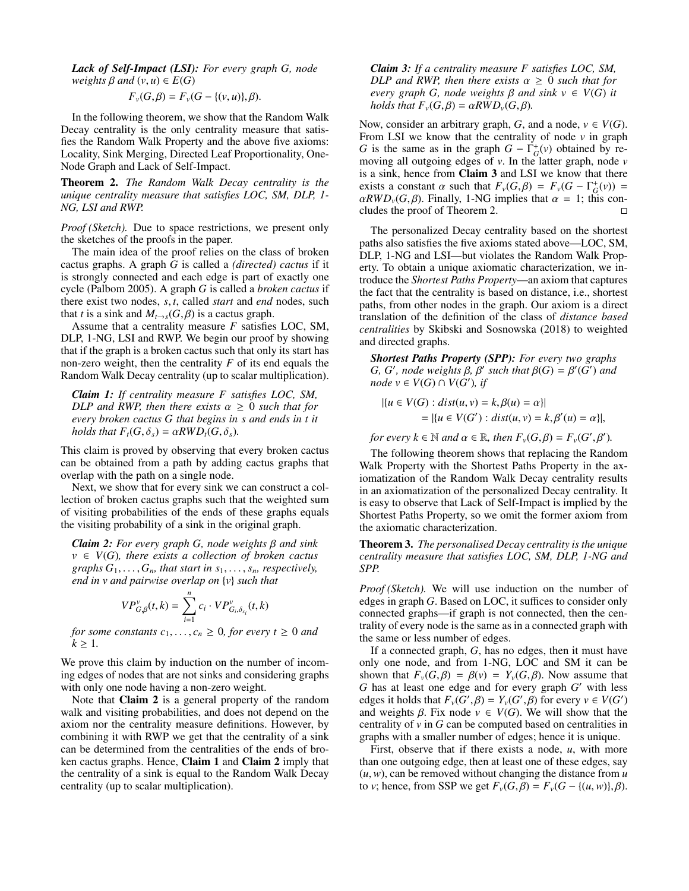***Lack of Self-Impact (LSI):*** *For every graph $G$, node weights $\beta$ and $(v, u) \in E(G)$*

$$F_v(G, \beta) = F_v(G - \{(v, u)\}, \beta).$$

In the following theorem, we show that the Random Walk Decay centrality is the only centrality measure that satisfies the Random Walk Property and the above five axioms: Locality, Sink Merging, Directed Leaf Proportionality, One-Node Graph and Lack of Self-Impact.

**Theorem 2.** *The Random Walk Decay centrality is the unique centrality measure that satisfies LOC, SM, DLP, 1-NG, LSI and RWP.*

*Proof (Sketch).* Due to space restrictions, we present only the sketches of the proofs in the paper.

The main idea of the proof relies on the class of broken cactus graphs. A graph $G$ is called a *(directed) cactus* if it is strongly connected and each edge is part of exactly one cycle (Palbom 2005). A graph $G$ is called a *broken cactus* if there exist two nodes, $s, t$, called *start* and *end* nodes, such that $t$ is a sink and $M_{t \to s}(G, \beta)$ is a cactus graph.

Assume that a centrality measure $F$ satisfies LOC, SM, DLP, 1-NG, LSI and RWP. We begin our proof by showing that if the graph is a broken cactus such that only its start has non-zero weight, then the centrality $F$ of its end equals the Random Walk Decay centrality (up to scalar multiplication).

***Claim 1:*** *If centrality measure $F$ satisfies LOC, SM, DLP and RWP, then there exists $\alpha \geq 0$ such that for every broken cactus $G$ that begins in $s$ and ends in $t$ it holds that $F_t(G, \delta_s) = \alpha RWD_t(G, \delta_s)$.*

This claim is proved by observing that every broken cactus can be obtained from a path by adding cactus graphs that overlap with the path on a single node.

Next, we show that for every sink we can construct a collection of broken cactus graphs such that the weighted sum of visiting probabilities of the ends of these graphs equals the visiting probability of a sink in the original graph.

***Claim 2:*** *For every graph $G$, node weights $\beta$ and sink $v \in V(G)$, there exists a collection of broken cactus graphs $G_1, \ldots, G_n$, that start in $s_1, \ldots, s_n$, respectively, end in $v$ and pairwise overlap on $\{v\}$ such that*

$$VP^v_{G,\beta}(t, k) = \sum_{i=1}^{n} c_i \cdot VP^v_{G_i, \delta_{s_i}}(t, k)$$

*for some constants $c_1, \ldots, c_n \geq 0$, for every $t \geq 0$ and $k \geq 1$.*

We prove this claim by induction on the number of incoming edges of nodes that are not sinks and considering graphs with only one node having a non-zero weight.

Note that **Claim 2** is a general property of the random walk and visiting probabilities, and does not depend on the axiom nor the centrality measure definitions. However, by combining it with RWP we get that the centrality of a sink can be determined from the centralities of the ends of broken cactus graphs. Hence, **Claim 1** and **Claim 2** imply that the centrality of a sink is equal to the Random Walk Decay centrality (up to scalar multiplication).

***Claim 3:*** *If a centrality measure $F$ satisfies LOC, SM, DLP and RWP, then there exists $\alpha \geq 0$ such that for every graph $G$, node weights $\beta$ and sink $v \in V(G)$ it holds that $F_v(G, \beta) = \alpha RWD_v(G, \beta)$.*

Now, consider an arbitrary graph, $G$, and a node, $v \in V(G)$. From LSI we know that the centrality of node $v$ in graph $G$ is the same as in the graph $G - \Gamma^+_G(v)$ obtained by removing all outgoing edges of $v$. In the latter graph, node $v$ is a sink, hence from **Claim 3** and LSI we know that there exists a constant $\alpha$ such that $F_v(G, \beta) = F_v(G - \Gamma^+_G(v)) = \alpha RWD_v(G, \beta)$. Finally, 1-NG implies that $\alpha = 1$; this concludes the proof of Theorem 2. ◻

The personalized Decay centrality based on the shortest paths also satisfies the five axioms stated above—LOC, SM, DLP, 1-NG and LSI—but violates the Random Walk Property. To obtain a unique axiomatic characterization, we introduce the *Shortest Paths Property*—an axiom that captures the fact that the centrality is based on distance, i.e., shortest paths, from other nodes in the graph. Our axiom is a direct translation of the definition of the class of *distance based centralities* by Skibski and Sosnowska (2018) to weighted and directed graphs.

***Shortest Paths Property (SPP):*** *For every two graphs $G$, $G'$, node weights $\beta$, $\beta'$ such that $\beta(G) = \beta'(G')$ and node $v \in V(G) \cap V(G')$, if*

$$|\{u \in V(G) : dist(u, v) = k, \beta(u) = \alpha\}| = |\{u \in V(G') : dist(u, v) = k, \beta'(u) = \alpha\}|,$$

*for every $k \in \mathbb{N}$ and $\alpha \in \mathbb{R}$, then $F_v(G, \beta) = F_v(G', \beta')$.*

The following theorem shows that replacing the Random Walk Property with the Shortest Paths Property in the axiomatization of the Random Walk Decay centrality results in an axiomatization of the personalized Decay centrality. It is easy to observe that Lack of Self-Impact is implied by the Shortest Paths Property, so we omit the former axiom from the axiomatic characterization.

**Theorem 3.** *The personalised Decay centrality is the unique centrality measure that satisfies LOC, SM, DLP, 1-NG and SPP.*

*Proof (Sketch).* We will use induction on the number of edges in graph $G$. Based on LOC, it suffices to consider only connected graphs—if graph is not connected, then the centrality of every node is the same as in a connected graph with the same or less number of edges.

If a connected graph, $G$, has no edges, then it must have only one node, and from 1-NG, LOC and SM it can be shown that $F_v(G, \beta) = \beta(v) = Y_v(G, \beta)$. Now assume that $G$ has at least one edge and for every graph $G'$ with less edges it holds that $F_v(G', \beta) = Y_v(G', \beta)$ for every $v \in V(G')$ and weights $\beta$. Fix node $v \in V(G)$. We will show that the centrality of $v$ in $G$ can be computed based on centralities in graphs with a smaller number of edges; hence it is unique.

First, observe that if there exists a node, $u$, with more than one outgoing edge, then at least one of these edges, say $(u, w)$, can be removed without changing the distance from $u$ to $v$; hence, from SSP we get $F_v(G, \beta) = F_v(G - \{(u, w)\}, \beta)$.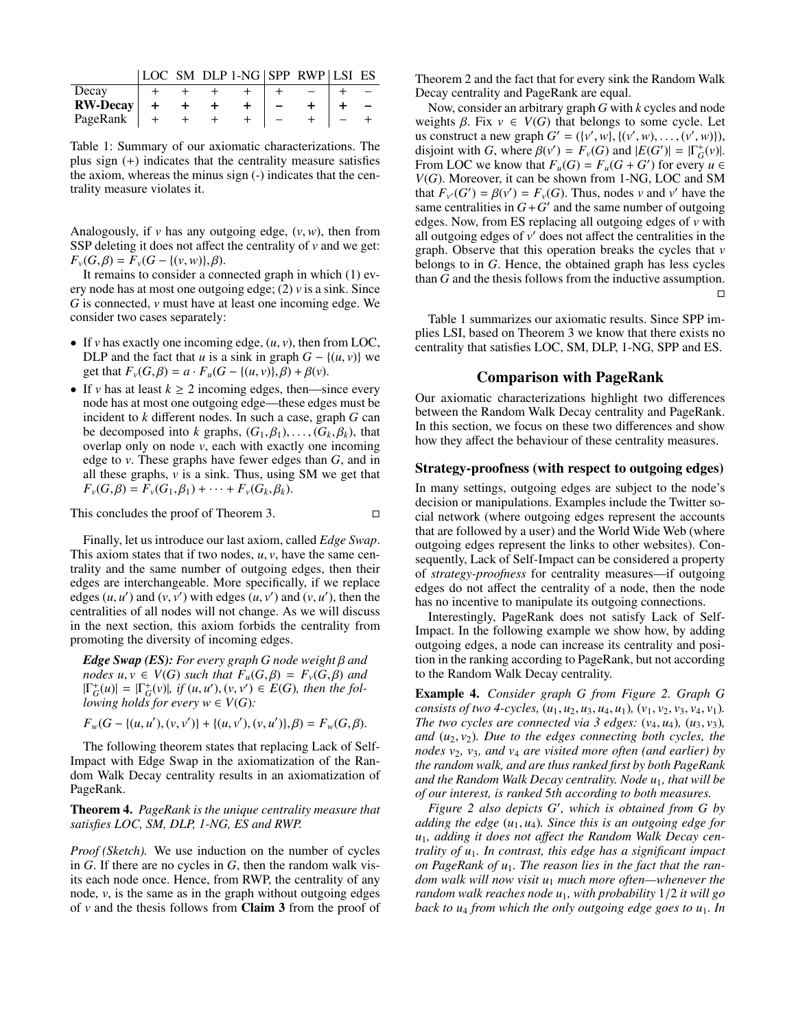| | LOC | SM | DLP | 1-NG | SPP | RWP | LSI | ES |
|---|---|---|---|---|---|---|---|---|
| Decay | + | + | + | + | + | − | + | − |
| **RW-Decay** | **+** | **+** | **+** | **+** | **−** | **+** | **+** | **−** |
| PageRank | + | + | + | + | − | + | − | + |

Table 1: Summary of our axiomatic characterizations. The plus sign (+) indicates that the centrality measure satisfies the axiom, whereas the minus sign (-) indicates that the centrality measure violates it.

Analogously, if $v$ has any outgoing edge, $(v, w)$, then from SSP deleting it does not affect the centrality of $v$ and we get: $F_v(G, \beta) = F_v(G - \{(v, w)\}, \beta)$.

It remains to consider a connected graph in which (1) every node has at most one outgoing edge; (2) $v$ is a sink. Since $G$ is connected, $v$ must have at least one incoming edge. We consider two cases separately:

- If $v$ has exactly one incoming edge, $(u, v)$, then from LOC, DLP and the fact that $u$ is a sink in graph $G - \{(u, v)\}$ we get that $F_v(G, \beta) = a \cdot F_u(G - \{(u, v)\}, \beta) + \beta(v)$.
- If $v$ has at least $k \geq 2$ incoming edges, then—since every node has at most one outgoing edge—these edges must be incident to $k$ different nodes. In such a case, graph $G$ can be decomposed into $k$ graphs, $(G_1, \beta_1), \dots, (G_k, \beta_k)$, that overlap only on node $v$, each with exactly one incoming edge to $v$. These graphs have fewer edges than $G$, and in all these graphs, $v$ is a sink. Thus, using SM we get that $F_v(G, \beta) = F_v(G_1, \beta_1) + \cdots + F_v(G_k, \beta_k)$.

This concludes the proof of Theorem 3. □

Finally, let us introduce our last axiom, called *Edge Swap*. This axiom states that if two nodes, $u, v$, have the same centrality and the same number of outgoing edges, then their edges are interchangeable. More specifically, if we replace edges $(u, u')$ and $(v, v')$ with edges $(u, v')$ and $(v, u')$, then the centralities of all nodes will not change. As we will discuss in the next section, this axiom forbids the centrality from promoting the diversity of incoming edges.

***Edge Swap (ES):*** *For every graph $G$ node weight $\beta$ and nodes $u, v \in V(G)$ such that $F_u(G, \beta) = F_v(G, \beta)$ and $|\Gamma^+_G(u)| = |\Gamma^+_G(v)|$, if $(u, u'), (v, v') \in E(G)$, then the following holds for every $w \in V(G)$:*

$$F_w(G - \{(u, u'), (v, v')\} + \{(u, v'), (v, u')\}, \beta) = F_w(G, \beta).$$

The following theorem states that replacing Lack of Self-Impact with Edge Swap in the axiomatization of the Random Walk Decay centrality results in an axiomatization of PageRank.

**Theorem 4.** *PageRank is the unique centrality measure that satisfies LOC, SM, DLP, 1-NG, ES and RWP.*

*Proof (Sketch).* We use induction on the number of cycles in $G$. If there are no cycles in $G$, then the random walk visits each node once. Hence, from RWP, the centrality of any node, $v$, is the same as in the graph without outgoing edges of $v$ and the thesis follows from **Claim 3** from the proof of Theorem 2 and the fact that for every sink the Random Walk Decay centrality and PageRank are equal.

Now, consider an arbitrary graph $G$ with $k$ cycles and node weights $\beta$. Fix $v \in V(G)$ that belongs to some cycle. Let us construct a new graph $G' = (\{v', w\}, \{(v', w), \dots, (v', w)\})$, disjoint with $G$, where $\beta(v') = F_v(G)$ and $|E(G')| = |\Gamma^+_G(v)|$. From LOC we know that $F_u(G) = F_u(G + G')$ for every $u \in V(G)$. Moreover, it can be shown from 1-NG, LOC and SM that $F_{v'}(G') = \beta(v') = F_v(G)$. Thus, nodes $v$ and $v'$ have the same centralities in $G + G'$ and the same number of outgoing edges. Now, from ES replacing all outgoing edges of $v$ with all outgoing edges of $v'$ does not affect the centralities in the graph. Observe that this operation breaks the cycles that $v$ belongs to in $G$. Hence, the obtained graph has less cycles than $G$ and the thesis follows from the inductive assumption. □

Table 1 summarizes our axiomatic results. Since SPP implies LSI, based on Theorem 3 we know that there exists no centrality that satisfies LOC, SM, DLP, 1-NG, SPP and ES.

## Comparison with PageRank

Our axiomatic characterizations highlight two differences between the Random Walk Decay centrality and PageRank. In this section, we focus on these two differences and show how they affect the behaviour of these centrality measures.

### Strategy-proofness (with respect to outgoing edges)

In many settings, outgoing edges are subject to the node's decision or manipulations. Examples include the Twitter social network (where outgoing edges represent the accounts that are followed by a user) and the World Wide Web (where outgoing edges represent the links to other websites). Consequently, Lack of Self-Impact can be considered a property of *strategy-proofness* for centrality measures—if outgoing edges do not affect the centrality of a node, then the node has no incentive to manipulate its outgoing connections.

Interestingly, PageRank does not satisfy Lack of Self-Impact. In the following example we show how, by adding outgoing edges, a node can increase its centrality and position in the ranking according to PageRank, but not according to the Random Walk Decay centrality.

**Example 4.** *Consider graph $G$ from Figure 2. Graph $G$ consists of two 4-cycles, $(u_1, u_2, u_3, u_4, u_1)$, $(v_1, v_2, v_3, v_4, v_1)$. The two cycles are connected via 3 edges: $(v_4, u_4)$, $(u_3, v_3)$, and $(u_2, v_2)$. Due to the edges connecting both cycles, the nodes $v_2$, $v_3$, and $v_4$ are visited more often (and earlier) by the random walk, and are thus ranked first by both PageRank and the Random Walk Decay centrality. Node $u_1$, that will be of our interest, is ranked 5th according to both measures.*

*Figure 2 also depicts $G'$, which is obtained from $G$ by adding the edge $(u_1, u_4)$. Since this is an outgoing edge for $u_1$, adding it does not affect the Random Walk Decay centrality of $u_1$. In contrast, this edge has a significant impact on PageRank of $u_1$. The reason lies in the fact that the random walk will now visit $u_1$ much more often—whenever the random walk reaches node $u_1$, with probability $1/2$ it will go back to $u_4$ from which the only outgoing edge goes to $u_1$. In*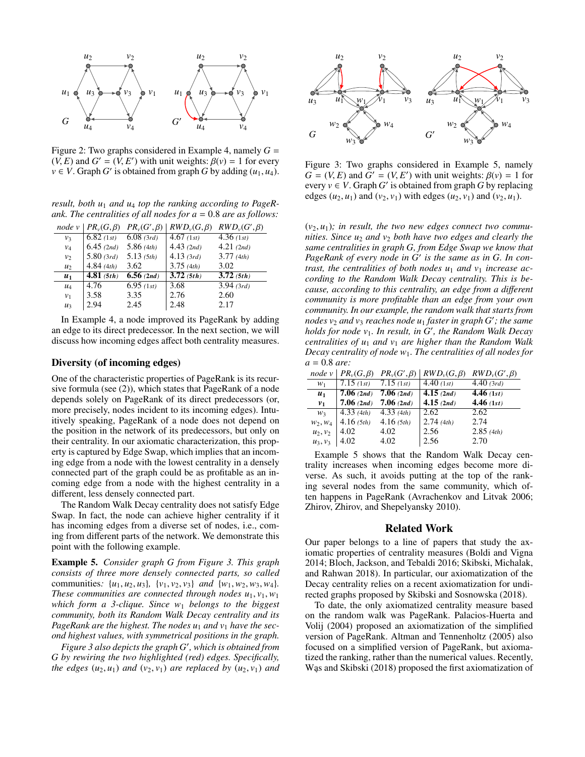Figure 2: Two graphs considered in Example 4, namely $G = (V, E)$ and $G' = (V, E')$ with unit weights: $\beta(v) = 1$ for every $v \in V$. Graph $G'$ is obtained from graph $G$ by adding $(u_1, u_4)$.

*result, both $u_1$ and $u_4$ top the ranking according to PageRank. The centralities of all nodes for $a = 0.8$ are as follows:*

| node $v$ | $PR_v(G,\beta)$ | $PR_v(G',\beta)$ | $RWD_v(G,\beta)$ | $RWD_v(G',\beta)$ |
|---|---|---|---|---|
| $v_3$ | 6.82 *(1st)* | 6.08 *(3rd)* | 4.67 *(1st)* | 4.36 *(1st)* |
| $v_4$ | 6.45 *(2nd)* | 5.86 *(4th)* | 4.43 *(2nd)* | 4.21 *(2nd)* |
| $v_2$ | 5.80 *(3rd)* | 5.13 *(5th)* | 4.13 *(3rd)* | 3.77 *(4th)* |
| $u_2$ | 4.84 *(4th)* | 3.62 | 3.75 *(4th)* | 3.02 |
| $\boldsymbol{u_1}$ | **4.81** ***(5th)*** | **6.56** ***(2nd)*** | **3.72** ***(5th)*** | **3.72** ***(5th)*** |
| $u_4$ | 4.76 | 6.95 *(1st)* | 3.68 | 3.94 *(3rd)* |
| $v_1$ | 3.58 | 3.35 | 2.76 | 2.60 |
| $u_3$ | 2.94 | 2.45 | 2.48 | 2.17 |

In Example 4, a node improved its PageRank by adding an edge to its direct predecessor. In the next section, we will discuss how incoming edges affect both centrality measures.

## Diversity (of incoming edges)

One of the characteristic properties of PageRank is its recursive formula (see (2)), which states that PageRank of a node depends solely on PageRank of its direct predecessors (or, more precisely, nodes incident to its incoming edges). Intuitively speaking, PageRank of a node does not depend on the position in the network of its predecessors, but only on their centrality. In our axiomatic characterization, this property is captured by Edge Swap, which implies that an incoming edge from a node with the lowest centrality in a densely connected part of the graph could be as profitable as an incoming edge from a node with the highest centrality in a different, less densely connected part.

The Random Walk Decay centrality does not satisfy Edge Swap. In fact, the node can achieve higher centrality if it has incoming edges from a diverse set of nodes, i.e., coming from different parts of the network. We demonstrate this point with the following example.

**Example 5.** *Consider graph $G$ from Figure 3. This graph consists of three more densely connected parts, so called* communities*: $\{u_1, u_2, u_3\}$, $\{v_1, v_2, v_3\}$ and $\{w_1, w_2, w_3, w_4\}$. These communities are connected through nodes $u_1, v_1, w_1$ which form a 3-clique. Since $w_1$ belongs to the biggest community, both its Random Walk Decay centrality and its PageRank are the highest. The nodes $u_1$ and $v_1$ have the second highest values, with symmetrical positions in the graph.*

*Figure 3 also depicts the graph $G'$, which is obtained from $G$ by rewiring the two highlighted (red) edges. Specifically, the edges $(u_2, u_1)$ and $(v_2, v_1)$ are replaced by $(u_2, v_1)$ and $(v_2, u_1)$; in result, the two new edges connect two communities. Since $u_2$ and $v_2$ both have two edges and clearly the same centralities in graph $G$, from Edge Swap we know that PageRank of every node in $G'$ is the same as in $G$. In contrast, the centralities of both nodes $u_1$ and $v_1$ increase according to the Random Walk Decay centrality. This is because, according to this centrality, an edge from a different community is more profitable than an edge from your own community. In our example, the random walk that starts from nodes $v_2$ and $v_3$ reaches node $u_1$ faster in graph $G'$; the same holds for node $v_1$. In result, in $G'$, the Random Walk Decay centralities of $u_1$ and $v_1$ are higher than the Random Walk Decay centrality of node $w_1$. The centralities of all nodes for $a = 0.8$ are:*

Figure 3: Two graphs considered in Example 5, namely $G = (V, E)$ and $G' = (V, E')$ with unit weights: $\beta(v) = 1$ for every $v \in V$. Graph $G'$ is obtained from graph $G$ by replacing edges $(u_2, u_1)$ and $(v_2, v_1)$ with edges $(u_2, v_1)$ and $(v_2, u_1)$.

| node $v$ | $PR_v(G,\beta)$ | $PR_v(G',\beta)$ | $RWD_v(G,\beta)$ | $RWD_v(G',\beta)$ |
|---|---|---|---|---|
| $w_1$ | 7.15 *(1st)* | 7.15 *(1st)* | 4.40 *(1st)* | 4.40 *(3rd)* |
| $\boldsymbol{u_1}$ | **7.06** ***(2nd)*** | **7.06** ***(2nd)*** | **4.15** ***(2nd)*** | **4.46** ***(1st)*** |
| $\boldsymbol{v_1}$ | **7.06** ***(2nd)*** | **7.06** ***(2nd)*** | **4.15** ***(2nd)*** | **4.46** ***(1st)*** |
| $w_3$ | 4.33 *(4th)* | 4.33 *(4th)* | 2.62 | 2.62 |
| $w_2, w_4$ | 4.16 *(5th)* | 4.16 *(5th)* | 2.74 *(4th)* | 2.74 |
| $u_2, v_2$ | 4.02 | 4.02 | 2.56 | 2.85 *(4th)* |
| $u_3, v_3$ | 4.02 | 4.02 | 2.56 | 2.70 |

Example 5 shows that the Random Walk Decay centrality increases when incoming edges become more diverse. As such, it avoids putting at the top of the ranking several nodes from the same community, which often happens in PageRank (Avrachenkov and Litvak 2006; Zhirov, Zhirov, and Shepelyansky 2010).

## Related Work

Our paper belongs to a line of papers that study the axiomatic properties of centrality measures (Boldi and Vigna 2014; Bloch, Jackson, and Tebaldi 2016; Skibski, Michalak, and Rahwan 2018). In particular, our axiomatization of the Decay centrality relies on a recent axiomatization for undirected graphs proposed by Skibski and Sosnowska (2018).

To date, the only axiomatized centrality measure based on the random walk was PageRank. Palacios-Huerta and Volij (2004) proposed an axiomatization of the simplified version of PageRank. Altman and Tennenholtz (2005) also focused on a simplified version of PageRank, but axiomatized the ranking, rather than the numerical values. Recently, Wąs and Skibski (2018) proposed the first axiomatization of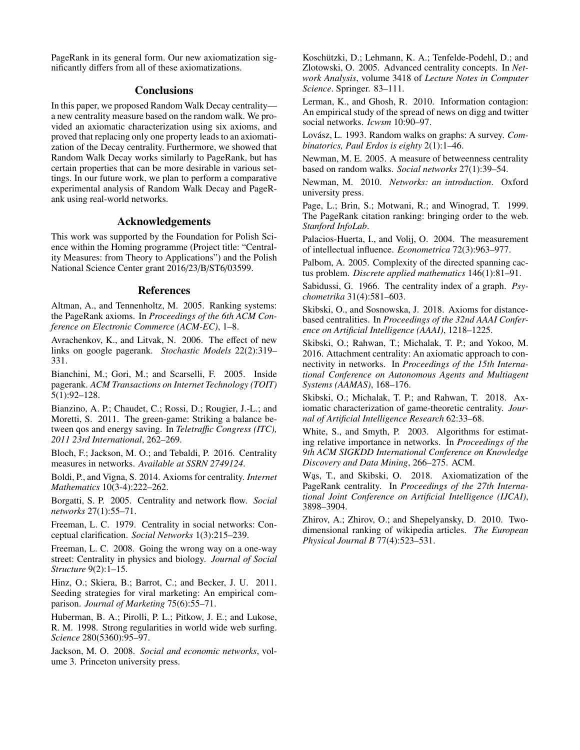PageRank in its general form. Our new axiomatization significantly differs from all of these axiomatizations.

## Conclusions

In this paper, we proposed Random Walk Decay centrality—a new centrality measure based on the random walk. We provided an axiomatic characterization using six axioms, and proved that replacing only one property leads to an axiomatization of the Decay centrality. Furthermore, we showed that Random Walk Decay works similarly to PageRank, but has certain properties that can be more desirable in various settings. In our future work, we plan to perform a comparative experimental analysis of Random Walk Decay and PageRank using real-world networks.

## Acknowledgements

This work was supported by the Foundation for Polish Science within the Homing programme (Project title: "Centrality Measures: from Theory to Applications") and the Polish National Science Center grant 2016/23/B/ST6/03599.

## References

Altman, A., and Tennenholtz, M. 2005. Ranking systems: the PageRank axioms. In *Proceedings of the 6th ACM Conference on Electronic Commerce (ACM-EC)*, 1–8.

Avrachenkov, K., and Litvak, N. 2006. The effect of new links on google pagerank. *Stochastic Models* 22(2):319–331.

Bianchini, M.; Gori, M.; and Scarselli, F. 2005. Inside pagerank. *ACM Transactions on Internet Technology (TOIT)* 5(1):92–128.

Bianzino, A. P.; Chaudet, C.; Rossi, D.; Rougier, J.-L.; and Moretti, S. 2011. The green-game: Striking a balance between qos and energy saving. In *Teletraffic Congress (ITC), 2011 23rd International*, 262–269.

Bloch, F.; Jackson, M. O.; and Tebaldi, P. 2016. Centrality measures in networks. *Available at SSRN 2749124*.

Boldi, P., and Vigna, S. 2014. Axioms for centrality. *Internet Mathematics* 10(3-4):222–262.

Borgatti, S. P. 2005. Centrality and network flow. *Social networks* 27(1):55–71.

Freeman, L. C. 1979. Centrality in social networks: Conceptual clarification. *Social Networks* 1(3):215–239.

Freeman, L. C. 2008. Going the wrong way on a one-way street: Centrality in physics and biology. *Journal of Social Structure* 9(2):1–15.

Hinz, O.; Skiera, B.; Barrot, C.; and Becker, J. U. 2011. Seeding strategies for viral marketing: An empirical comparison. *Journal of Marketing* 75(6):55–71.

Huberman, B. A.; Pirolli, P. L.; Pitkow, J. E.; and Lukose, R. M. 1998. Strong regularities in world wide web surfing. *Science* 280(5360):95–97.

Jackson, M. O. 2008. *Social and economic networks*, volume 3. Princeton university press.

Koschützki, D.; Lehmann, K. A.; Tenfelde-Podehl, D.; and Zlotowski, O. 2005. Advanced centrality concepts. In *Network Analysis*, volume 3418 of *Lecture Notes in Computer Science*. Springer. 83–111.

Lerman, K., and Ghosh, R. 2010. Information contagion: An empirical study of the spread of news on digg and twitter social networks. *Icwsm* 10:90–97.

Lovász, L. 1993. Random walks on graphs: A survey. *Combinatorics, Paul Erdos is eighty* 2(1):1–46.

Newman, M. E. 2005. A measure of betweenness centrality based on random walks. *Social networks* 27(1):39–54.

Newman, M. 2010. *Networks: an introduction*. Oxford university press.

Page, L.; Brin, S.; Motwani, R.; and Winograd, T. 1999. The PageRank citation ranking: bringing order to the web. *Stanford InfoLab*.

Palacios-Huerta, I., and Volij, O. 2004. The measurement of intellectual influence. *Econometrica* 72(3):963–977.

Palbom, A. 2005. Complexity of the directed spanning cactus problem. *Discrete applied mathematics* 146(1):81–91.

Sabidussi, G. 1966. The centrality index of a graph. *Psychometrika* 31(4):581–603.

Skibski, O., and Sosnowska, J. 2018. Axioms for distance-based centralities. In *Proceedings of the 32nd AAAI Conference on Artificial Intelligence (AAAI)*, 1218–1225.

Skibski, O.; Rahwan, T.; Michalak, T. P.; and Yokoo, M. 2016. Attachment centrality: An axiomatic approach to connectivity in networks. In *Proceedings of the 15th International Conference on Autonomous Agents and Multiagent Systems (AAMAS)*, 168–176.

Skibski, O.; Michalak, T. P.; and Rahwan, T. 2018. Axiomatic characterization of game-theoretic centrality. *Journal of Artificial Intelligence Research* 62:33–68.

White, S., and Smyth, P. 2003. Algorithms for estimating relative importance in networks. In *Proceedings of the 9th ACM SIGKDD International Conference on Knowledge Discovery and Data Mining*, 266–275. ACM.

Wąs, T., and Skibski, O. 2018. Axiomatization of the PageRank centrality. In *Proceedings of the 27th International Joint Conference on Artificial Intelligence (IJCAI)*, 3898–3904.

Zhirov, A.; Zhirov, O.; and Shepelyansky, D. 2010. Two-dimensional ranking of wikipedia articles. *The European Physical Journal B* 77(4):523–531.